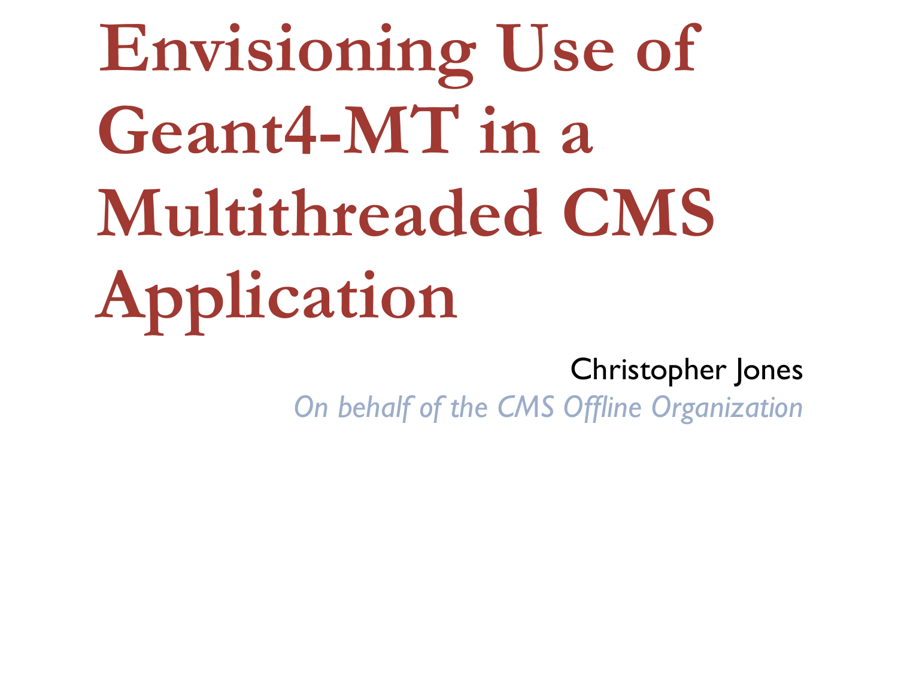# Envisioning Use of Geant4-MT in a Multithreaded CMS Application

Christopher Jones

*On behalf of the CMS Offline Organization*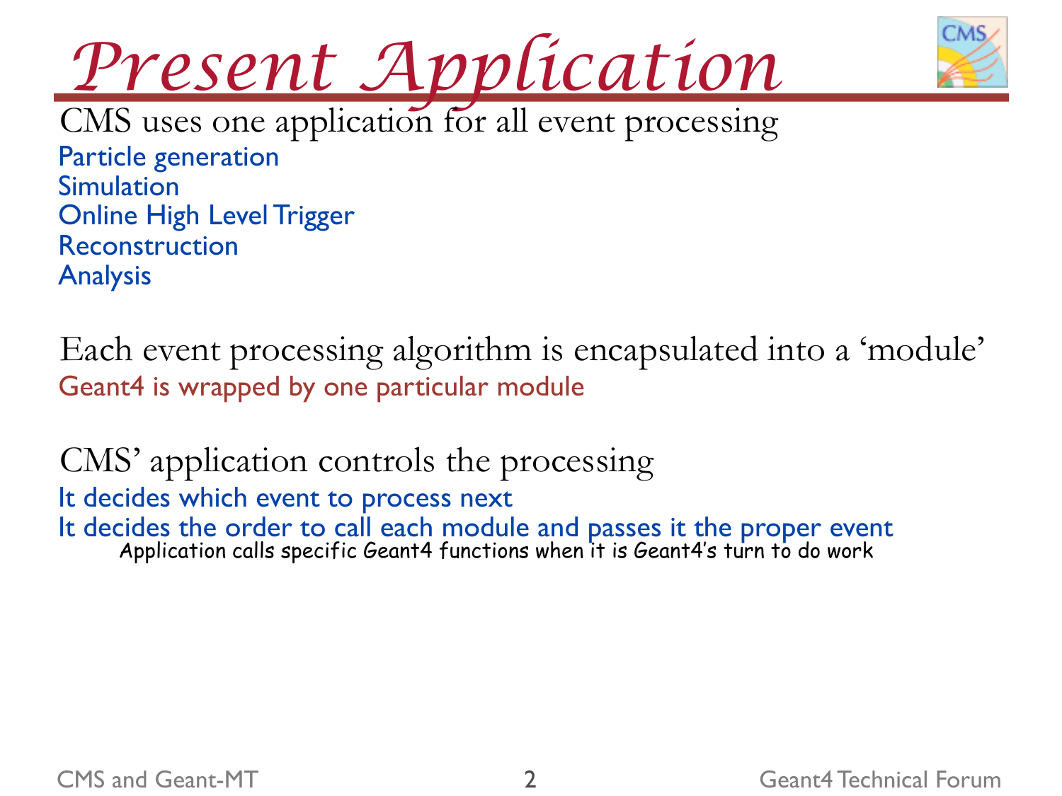# Present Application

CMS uses one application for all event processing

- Particle generation
- Simulation
- Online High Level Trigger
- Reconstruction
- Analysis

Each event processing algorithm is encapsulated into a 'module'

- Geant4 is wrapped by one particular module

CMS' application controls the processing

- It decides which event to process next
- It decides the order to call each module and passes it the proper event
  - Application calls specific Geant4 functions when it is Geant4's turn to do work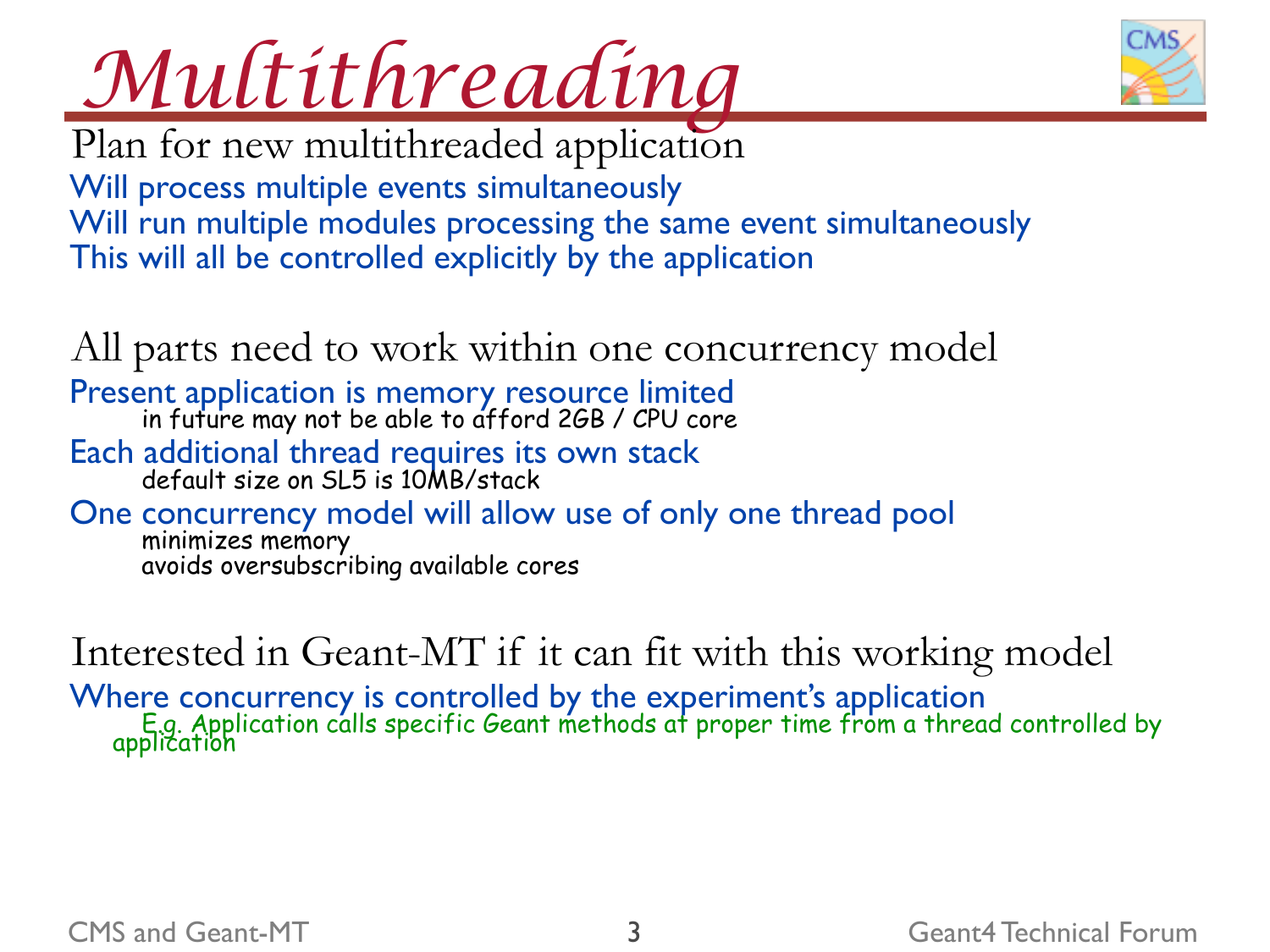# Multithreading

Plan for new multithreaded application

- Will process multiple events simultaneously
- Will run multiple modules processing the same event simultaneously
- This will all be controlled explicitly by the application

All parts need to work within one concurrency model

- Present application is memory resource limited
  - in future may not be able to afford 2GB / CPU core
- Each additional thread requires its own stack
  - default size on SL5 is 10MB/stack
- One concurrency model will allow use of only one thread pool
  - minimizes memory
  - avoids oversubscribing available cores

Interested in Geant-MT if it can fit with this working model

- Where concurrency is controlled by the experiment's application
  - E.g. Application calls specific Geant methods at proper time from a thread controlled by application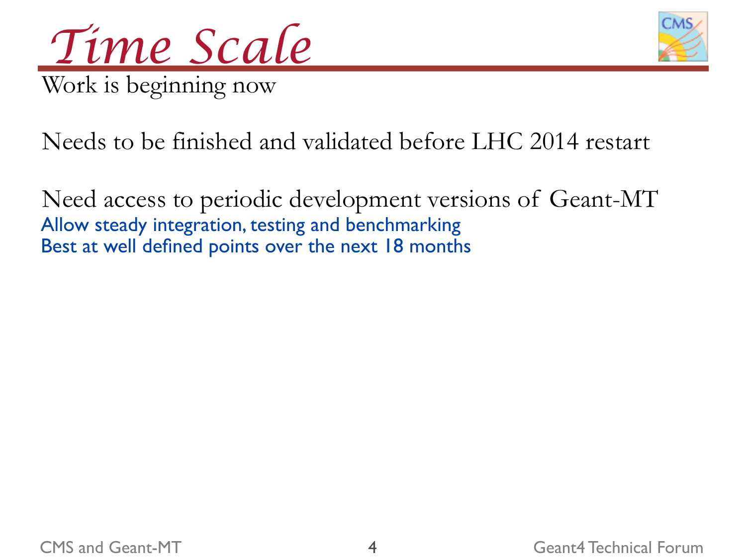# Time Scale

Work is beginning now

Needs to be finished and validated before LHC 2014 restart

Need access to periodic development versions of Geant-MT

- Allow steady integration, testing and benchmarking
- Best at well defined points over the next 18 months